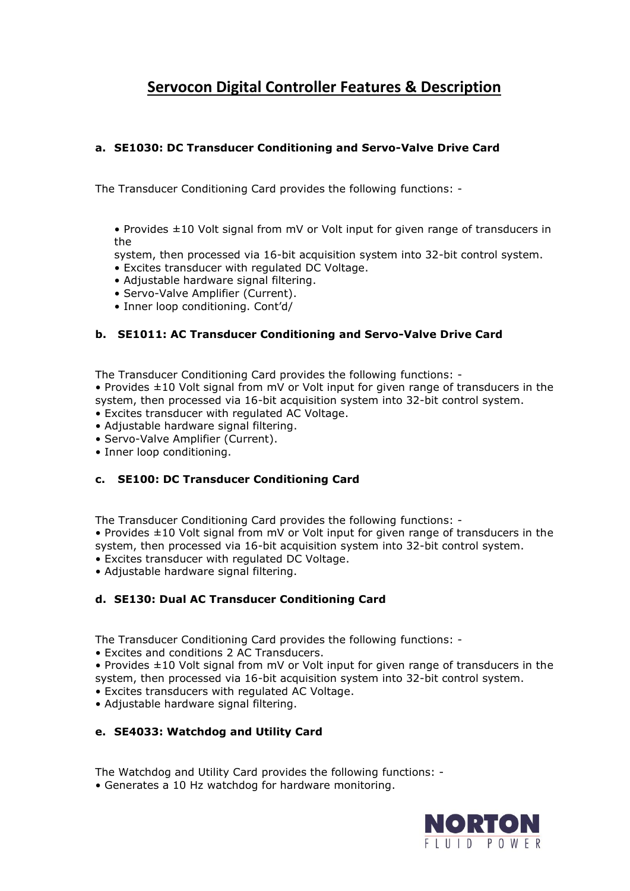# Servocon Digital Controller Features & Description

### a. SE1030: DC Transducer Conditioning and Servo-Valve Drive Card

The Transducer Conditioning Card provides the following functions: -

- Provides ±10 Volt signal from mV or Volt input for given range of transducers in the system, then processed via 16-bit acquisition system into 32-bit control system.
- Excites transducer with regulated DC Voltage.
- Adjustable hardware signal filtering.
- Servo-Valve Amplifier (Current).
- Inner loop conditioning. Cont'd/

### b. SE1011: AC Transducer Conditioning and Servo-Valve Drive Card

The Transducer Conditioning Card provides the following functions: -

- Provides ±10 Volt signal from mV or Volt input for given range of transducers in the system, then processed via 16-bit acquisition system into 32-bit control system.
- Excites transducer with regulated AC Voltage.
- Adjustable hardware signal filtering.
- Servo-Valve Amplifier (Current).
- Inner loop conditioning.

### c. SE100: DC Transducer Conditioning Card

The Transducer Conditioning Card provides the following functions: -

- Provides ±10 Volt signal from mV or Volt input for given range of transducers in the system, then processed via 16-bit acquisition system into 32-bit control system.
- Excites transducer with regulated DC Voltage.
- Adjustable hardware signal filtering.

### d. SE130: Dual AC Transducer Conditioning Card

The Transducer Conditioning Card provides the following functions: -

- Excites and conditions 2 AC Transducers.
- Provides ±10 Volt signal from mV or Volt input for given range of transducers in the system, then processed via 16-bit acquisition system into 32-bit control system.
- Excites transducers with regulated AC Voltage.
- Adjustable hardware signal filtering.

### e. SE4033: Watchdog and Utility Card

The Watchdog and Utility Card provides the following functions: -

- Generates a 10 Hz watchdog for hardware monitoring.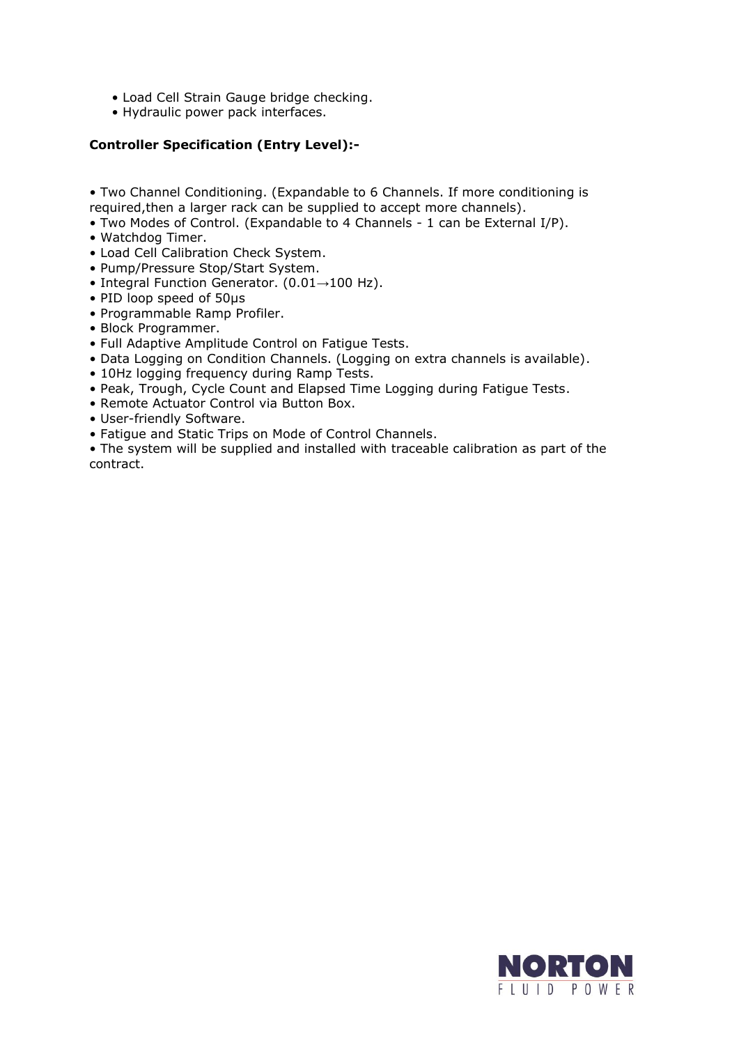- Load Cell Strain Gauge bridge checking.
- Hydraulic power pack interfaces.

**Controller Specification (Entry Level):-**

- Two Channel Conditioning. (Expandable to 6 Channels. If more conditioning is required,then a larger rack can be supplied to accept more channels).
- Two Modes of Control. (Expandable to 4 Channels - 1 can be External I/P).
- Watchdog Timer.
- Load Cell Calibration Check System.
- Pump/Pressure Stop/Start System.
- Integral Function Generator. (0.01→100 Hz).
- PID loop speed of 50µs
- Programmable Ramp Profiler.
- Block Programmer.
- Full Adaptive Amplitude Control on Fatigue Tests.
- Data Logging on Condition Channels. (Logging on extra channels is available).
- 10Hz logging frequency during Ramp Tests.
- Peak, Trough, Cycle Count and Elapsed Time Logging during Fatigue Tests.
- Remote Actuator Control via Button Box.
- User-friendly Software.
- Fatigue and Static Trips on Mode of Control Channels.
- The system will be supplied and installed with traceable calibration as part of the contract.